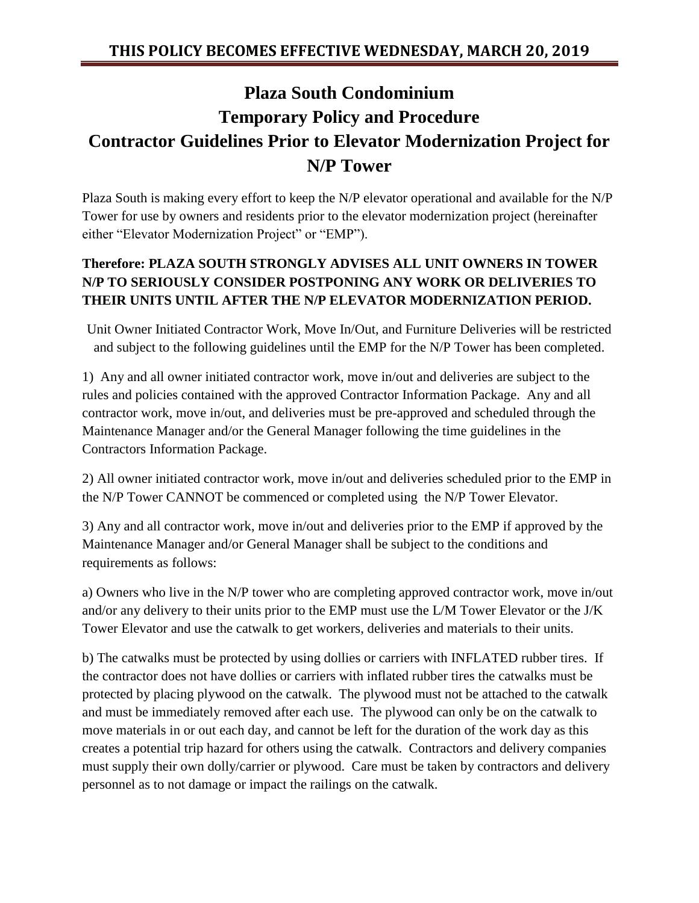## THIS POLICY BECOMES EFFECTIVE WEDNESDAY, MARCH 20, 2019

# Plaza South Condominium
# Temporary Policy and Procedure
# Contractor Guidelines Prior to Elevator Modernization Project for N/P Tower

Plaza South is making every effort to keep the N/P elevator operational and available for the N/P Tower for use by owners and residents prior to the elevator modernization project (hereinafter either "Elevator Modernization Project" or "EMP").

**Therefore: PLAZA SOUTH STRONGLY ADVISES ALL UNIT OWNERS IN TOWER N/P TO SERIOUSLY CONSIDER POSTPONING ANY WORK OR DELIVERIES TO THEIR UNITS UNTIL AFTER THE N/P ELEVATOR MODERNIZATION PERIOD.**

Unit Owner Initiated Contractor Work, Move In/Out, and Furniture Deliveries will be restricted and subject to the following guidelines until the EMP for the N/P Tower has been completed.

1) Any and all owner initiated contractor work, move in/out and deliveries are subject to the rules and policies contained with the approved Contractor Information Package. Any and all contractor work, move in/out, and deliveries must be pre-approved and scheduled through the Maintenance Manager and/or the General Manager following the time guidelines in the Contractors Information Package.

2) All owner initiated contractor work, move in/out and deliveries scheduled prior to the EMP in the N/P Tower CANNOT be commenced or completed using the N/P Tower Elevator.

3) Any and all contractor work, move in/out and deliveries prior to the EMP if approved by the Maintenance Manager and/or General Manager shall be subject to the conditions and requirements as follows:

a) Owners who live in the N/P tower who are completing approved contractor work, move in/out and/or any delivery to their units prior to the EMP must use the L/M Tower Elevator or the J/K Tower Elevator and use the catwalk to get workers, deliveries and materials to their units.

b) The catwalks must be protected by using dollies or carriers with INFLATED rubber tires. If the contractor does not have dollies or carriers with inflated rubber tires the catwalks must be protected by placing plywood on the catwalk. The plywood must not be attached to the catwalk and must be immediately removed after each use. The plywood can only be on the catwalk to move materials in or out each day, and cannot be left for the duration of the work day as this creates a potential trip hazard for others using the catwalk. Contractors and delivery companies must supply their own dolly/carrier or plywood. Care must be taken by contractors and delivery personnel as to not damage or impact the railings on the catwalk.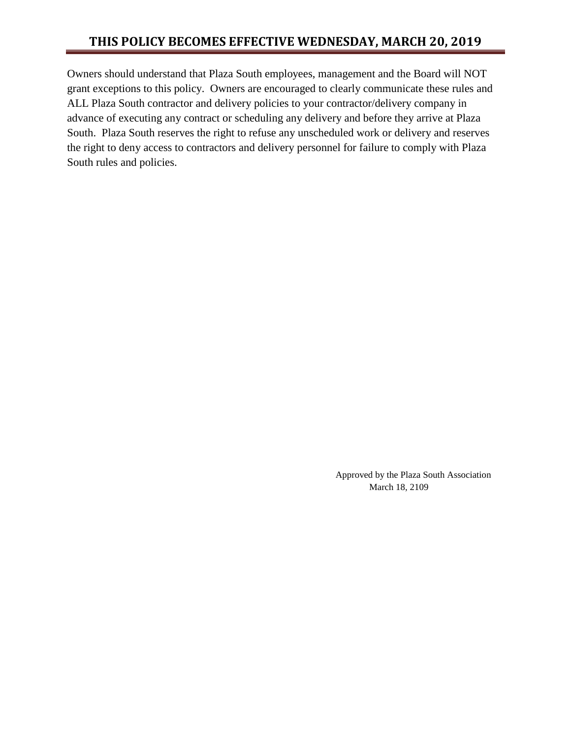## THIS POLICY BECOMES EFFECTIVE WEDNESDAY, MARCH 20, 2019

Owners should understand that Plaza South employees, management and the Board will NOT grant exceptions to this policy. Owners are encouraged to clearly communicate these rules and ALL Plaza South contractor and delivery policies to your contractor/delivery company in advance of executing any contract or scheduling any delivery and before they arrive at Plaza South. Plaza South reserves the right to refuse any unscheduled work or delivery and reserves the right to deny access to contractors and delivery personnel for failure to comply with Plaza South rules and policies.

Approved by the Plaza South Association
March 18, 2109